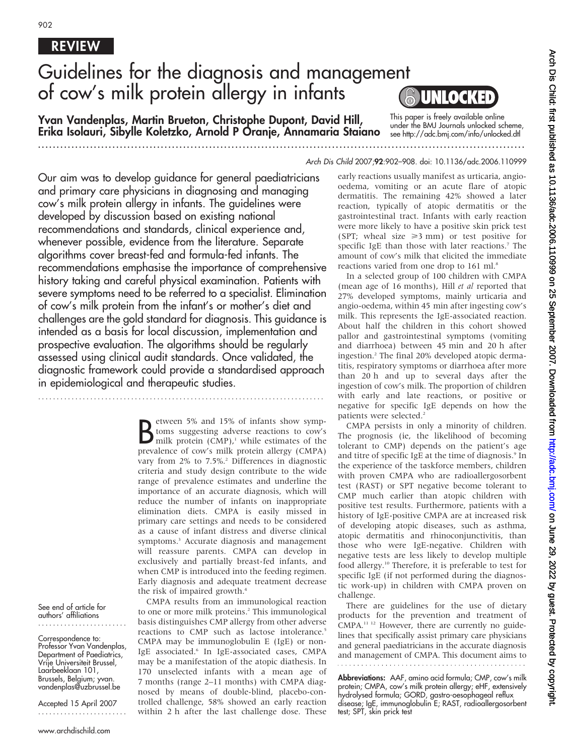REVIEW

# Guidelines for the diagnosis and management of cow's milk protein allergy in infants

**Yvan Vandenplas, Martin Brueton, Christophe Dupont, David Hill, Erika Isolauri, Sibylle Koletzko, Arnold P Oranje, Annamaria Staiano**

This paper is freely available online under the BMJ Journals unlocked scheme, see http://adc.bmj.com/info/unlocked.dtl

Arch Dis Child 2007;**92**:902–908. doi: 10.1136/adc.2006.110999

Our aim was to develop guidance for general paediatricians and primary care physicians in diagnosing and managing cow's milk protein allergy in infants. The guidelines were developed by discussion based on existing national recommendations and standards, clinical experience and, whenever possible, evidence from the literature. Separate algorithms cover breast-fed and formula-fed infants. The recommendations emphasise the importance of comprehensive history taking and careful physical examination. Patients with severe symptoms need to be referred to a specialist. Elimination of cow's milk protein from the infant's or mother's diet and challenges are the gold standard for diagnosis. This guidance is intended as a basis for local discussion, implementation and prospective evaluation. The algorithms should be regularly assessed using clinical audit standards. Once validated, the diagnostic framework could provide a standardised approach in epidemiological and therapeutic studies.

See end of article for authors' affiliations

Correspondence to: Professor Yvan Vandenplas, Department of Paediatrics, Vrije Universiteit Brussel, Laarbeeklaan 101, Brussels, Belgium; yvan.vandenplas@uzbrussel.be

Accepted 15 April 2007

Between 5% and 15% of infants show symptoms suggesting adverse reactions to cow's milk protein (CMP),[1] while estimates of the prevalence of cow's milk protein allergy (CMPA) vary from 2% to 7.5%.[2] Differences in diagnostic criteria and study design contribute to the wide range of prevalence estimates and underline the importance of an accurate diagnosis, which will reduce the number of infants on inappropriate elimination diets. CMPA is easily missed in primary care settings and needs to be considered as a cause of infant distress and diverse clinical symptoms.[3] Accurate diagnosis and management will reassure parents. CMPA can develop in exclusively and partially breast-fed infants, and when CMP is introduced into the feeding regimen. Early diagnosis and adequate treatment decrease the risk of impaired growth.[4]

CMPA results from an immunological reaction to one or more milk proteins.[2] This immunological basis distinguishes CMP allergy from other adverse reactions to CMP such as lactose intolerance.[5] CMPA may be immunoglobulin E (IgE) or non-IgE associated.[6] In IgE-associated cases, CMPA may be a manifestation of the atopic diathesis. In 170 unselected infants with a mean age of 7 months (range 2–11 months) with CMPA diagnosed by means of double-blind, placebo-controlled challenge, 58% showed an early reaction within 2 h after the last challenge dose. These early reactions usually manifest as urticaria, angio-oedema, vomiting or an acute flare of atopic dermatitis. The remaining 42% showed a later reaction, typically of atopic dermatitis or the gastrointestinal tract. Infants with early reaction were more likely to have a positive skin prick test (SPT; wheal size $\geqslant$3 mm) or test positive for specific IgE than those with later reactions.[7] The amount of cow's milk that elicited the immediate reactions varied from one drop to 161 ml.[8]

In a selected group of 100 children with CMPA (mean age of 16 months), Hill *et al* reported that 27% developed symptoms, mainly urticaria and angio-oedema, within 45 min after ingesting cow's milk. This represents the IgE-associated reaction. About half the children in this cohort showed pallor and gastrointestinal symptoms (vomiting and diarrhoea) between 45 min and 20 h after ingestion.[2] The final 20% developed atopic dermatitis, respiratory symptoms or diarrhoea after more than 20 h and up to several days after the ingestion of cow's milk. The proportion of children with early and late reactions, or positive or negative for specific IgE depends on how the patients were selected.[2]

CMPA persists in only a minority of children. The prognosis (ie, the likelihood of becoming tolerant to CMP) depends on the patient's age and titre of specific IgE at the time of diagnosis.[9] In the experience of the taskforce members, children with proven CMPA who are radioallergosorbent test (RAST) or SPT negative become tolerant to CMP much earlier than atopic children with positive test results. Furthermore, patients with a history of IgE-positive CMPA are at increased risk of developing atopic diseases, such as asthma, atopic dermatitis and rhinoconjunctivitis, than those who were IgE-negative. Children with negative tests are less likely to develop multiple food allergy.[10] Therefore, it is preferable to test for specific IgE (if not performed during the diagnostic work-up) in children with CMPA proven on challenge.

There are guidelines for the use of dietary products for the prevention and treatment of CMPA.[11,12] However, there are currently no guidelines that specifically assist primary care physicians and general paediatricians in the accurate diagnosis and management of CMPA. This document aims to

**Abbreviations:** AAF, amino acid formula; CMP, cow's milk protein; CMPA, cow's milk protein allergy; eHF, extensively hydrolysed formula; GORD, gastro-oesophageal reflux disease; IgE, immunoglobulin E; RAST, radioallergosorbent test; SPT, skin prick test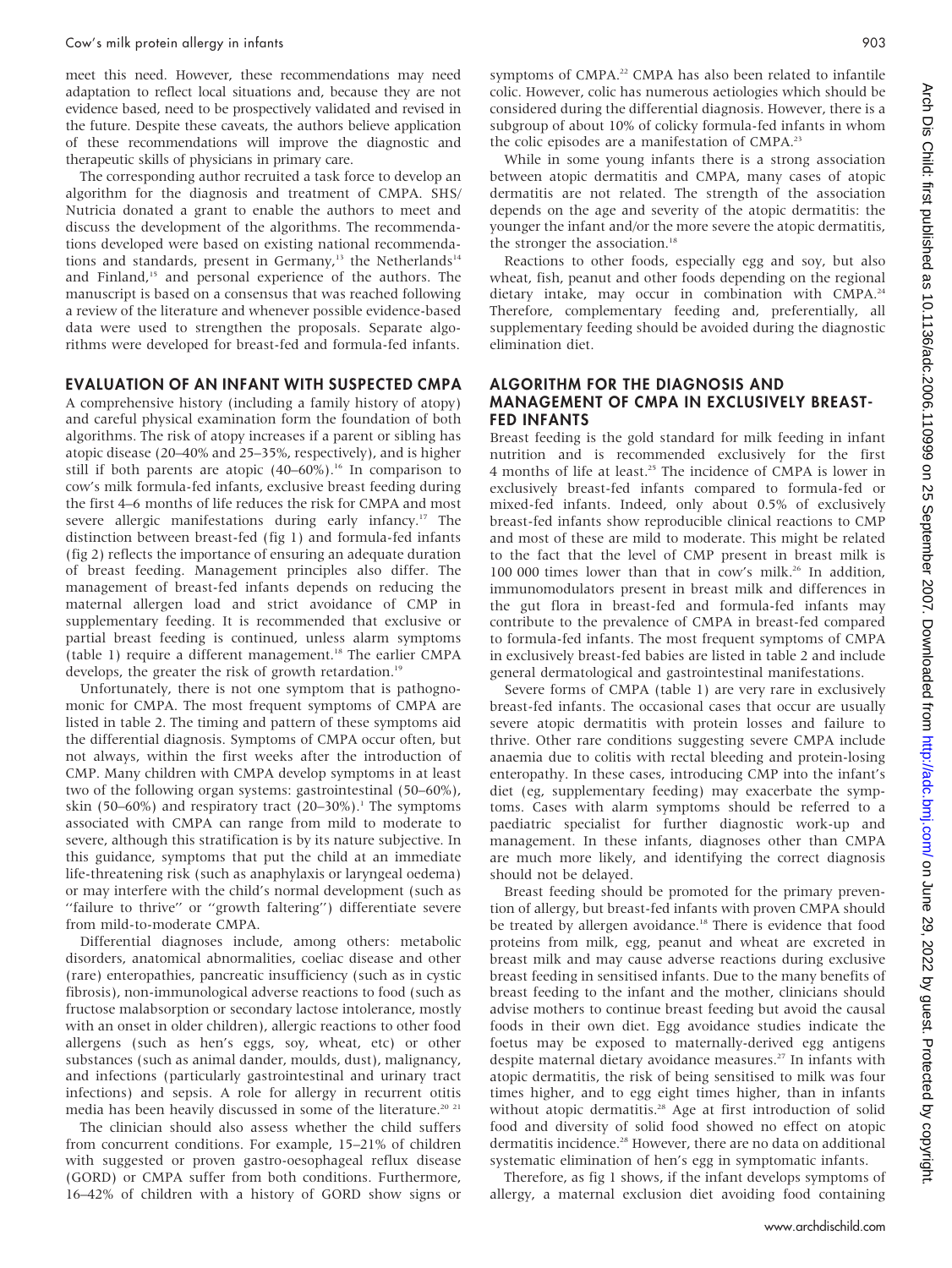meet this need. However, these recommendations may need adaptation to reflect local situations and, because they are not evidence based, need to be prospectively validated and revised in the future. Despite these caveats, the authors believe application of these recommendations will improve the diagnostic and therapeutic skills of physicians in primary care.

The corresponding author recruited a task force to develop an algorithm for the diagnosis and treatment of CMPA. SHS/Nutricia donated a grant to enable the authors to meet and discuss the development of the algorithms. The recommendations developed were based on existing national recommendations and standards, present in Germany,[13] the Netherlands[14] and Finland,[15] and personal experience of the authors. The manuscript is based on a consensus that was reached following a review of the literature and whenever possible evidence-based data were used to strengthen the proposals. Separate algorithms were developed for breast-fed and formula-fed infants.

## EVALUATION OF AN INFANT WITH SUSPECTED CMPA

A comprehensive history (including a family history of atopy) and careful physical examination form the foundation of both algorithms. The risk of atopy increases if a parent or sibling has atopic disease (20–40% and 25–35%, respectively), and is higher still if both parents are atopic (40–60%).[16] In comparison to cow's milk formula-fed infants, exclusive breast feeding during the first 4–6 months of life reduces the risk for CMPA and most severe allergic manifestations during early infancy.[17] The distinction between breast-fed (fig 1) and formula-fed infants (fig 2) reflects the importance of ensuring an adequate duration of breast feeding. Management principles also differ. The management of breast-fed infants depends on reducing the maternal allergen load and strict avoidance of CMP in supplementary feeding. It is recommended that exclusive or partial breast feeding is continued, unless alarm symptoms (table 1) require a different management.[18] The earlier CMPA develops, the greater the risk of growth retardation.[19]

Unfortunately, there is not one symptom that is pathognomonic for CMPA. The most frequent symptoms of CMPA are listed in table 2. The timing and pattern of these symptoms aid the differential diagnosis. Symptoms of CMPA occur often, but not always, within the first weeks after the introduction of CMP. Many children with CMPA develop symptoms in at least two of the following organ systems: gastrointestinal (50–60%), skin (50–60%) and respiratory tract (20–30%).[1] The symptoms associated with CMPA can range from mild to moderate to severe, although this stratification is by its nature subjective. In this guidance, symptoms that put the child at an immediate life-threatening risk (such as anaphylaxis or laryngeal oedema) or may interfere with the child's normal development (such as "failure to thrive" or "growth faltering") differentiate severe from mild-to-moderate CMPA.

Differential diagnoses include, among others: metabolic disorders, anatomical abnormalities, coeliac disease and other (rare) enteropathies, pancreatic insufficiency (such as in cystic fibrosis), non-immunological adverse reactions to food (such as fructose malabsorption or secondary lactose intolerance, mostly with an onset in older children), allergic reactions to other food allergens (such as hen's eggs, soy, wheat, etc) or other substances (such as animal dander, moulds, dust), malignancy, and infections (particularly gastrointestinal and urinary tract infections) and sepsis. A role for allergy in recurrent otitis media has been heavily discussed in some of the literature.[20 21]

The clinician should also assess whether the child suffers from concurrent conditions. For example, 15–21% of children with suggested or proven gastro-oesophageal reflux disease (GORD) or CMPA suffer from both conditions. Furthermore, 16–42% of children with a history of GORD show signs or symptoms of CMPA.[22] CMPA has also been related to infantile colic. However, colic has numerous aetiologies which should be considered during the differential diagnosis. However, there is a subgroup of about 10% of colicky formula-fed infants in whom the colic episodes are a manifestation of CMPA.[23]

While in some young infants there is a strong association between atopic dermatitis and CMPA, many cases of atopic dermatitis are not related. The strength of the association depends on the age and severity of the atopic dermatitis: the younger the infant and/or the more severe the atopic dermatitis, the stronger the association.[18]

Reactions to other foods, especially egg and soy, but also wheat, fish, peanut and other foods depending on the regional dietary intake, may occur in combination with CMPA.[24] Therefore, complementary feeding and, preferentially, all supplementary feeding should be avoided during the diagnostic elimination diet.

## ALGORITHM FOR THE DIAGNOSIS AND MANAGEMENT OF CMPA IN EXCLUSIVELY BREAST-FED INFANTS

Breast feeding is the gold standard for milk feeding in infant nutrition and is recommended exclusively for the first 4 months of life at least.[25] The incidence of CMPA is lower in exclusively breast-fed infants compared to formula-fed or mixed-fed infants. Indeed, only about 0.5% of exclusively breast-fed infants show reproducible clinical reactions to CMP and most of these are mild to moderate. This might be related to the fact that the level of CMP present in breast milk is 100 000 times lower than that in cow's milk.[26] In addition, immunomodulators present in breast milk and differences in the gut flora in breast-fed and formula-fed infants may contribute to the prevalence of CMPA in breast-fed compared to formula-fed infants. The most frequent symptoms of CMPA in exclusively breast-fed babies are listed in table 2 and include general dermatological and gastrointestinal manifestations.

Severe forms of CMPA (table 1) are very rare in exclusively breast-fed infants. The occasional cases that occur are usually severe atopic dermatitis with protein losses and failure to thrive. Other rare conditions suggesting severe CMPA include anaemia due to colitis with rectal bleeding and protein-losing enteropathy. In these cases, introducing CMP into the infant's diet (eg, supplementary feeding) may exacerbate the symptoms. Cases with alarm symptoms should be referred to a paediatric specialist for further diagnostic work-up and management. In these infants, diagnoses other than CMPA are much more likely, and identifying the correct diagnosis should not be delayed.

Breast feeding should be promoted for the primary prevention of allergy, but breast-fed infants with proven CMPA should be treated by allergen avoidance.[18] There is evidence that food proteins from milk, egg, peanut and wheat are excreted in breast milk and may cause adverse reactions during exclusive breast feeding in sensitised infants. Due to the many benefits of breast feeding to the infant and the mother, clinicians should advise mothers to continue breast feeding but avoid the causal foods in their own diet. Egg avoidance studies indicate the foetus may be exposed to maternally-derived egg antigens despite maternal dietary avoidance measures.[27] In infants with atopic dermatitis, the risk of being sensitised to milk was four times higher, and to egg eight times higher, than in infants without atopic dermatitis.[28] Age at first introduction of solid food and diversity of solid food showed no effect on atopic dermatitis incidence.[28] However, there are no data on additional systematic elimination of hen's egg in symptomatic infants.

Therefore, as fig 1 shows, if the infant develops symptoms of allergy, a maternal exclusion diet avoiding food containing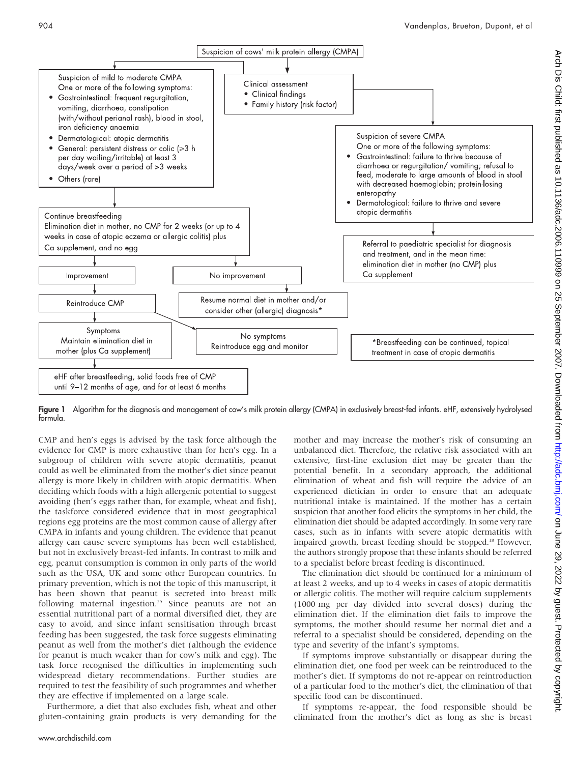Suspicion of cows' milk protein allergy (CMPA)

Suspicion of mild to moderate CMPA
One or more of the following symptoms:

- Gastrointestinal: frequent regurgitation, vomiting, diarrhoea, constipation (with/without perianal rash), blood in stool, iron deficiency anaemia
- Dermatological: atopic dermatitis
- General: persistent distress or colic (≥3 h per day wailing/irritable) at least 3 days/week over a period of >3 weeks
- Others (rare)

Clinical assessment

- Clinical findings
- Family history (risk factor)

Suspicion of severe CMPA
One or more of the following symptoms:

- Gastrointestinal: failure to thrive because of diarrhoea or regurgitation/ vomiting; refusal to feed, moderate to large amounts of blood in stool with decreased haemoglobin; protein-losing enteropathy
- Dermatological: failure to thrive and severe atopic dermatitis

Continue breastfeeding
Elimination diet in mother, no CMP for 2 weeks (or up to 4 weeks in case of atopic eczema or allergic colitis) plus Ca supplement, and no egg

Referral to paediatric specialist for diagnosis and treatment, and in the mean time: elimination diet in mother (no CMP) plus Ca supplement

Improvement

No improvement

Reintroduce CMP

Resume normal diet in mother and/or consider other (allergic) diagnosis*

Symptoms
Maintain elimination diet in mother (plus Ca supplement)

No symptoms
Reintroduce egg and monitor

*Breastfeeding can be continued, topical treatment in case of atopic dermatitis

eHF after breastfeeding, solid foods free of CMP until 9–12 months of age, and for at least 6 months

**Figure 1** Algorithm for the diagnosis and management of cow's milk protein allergy (CMPA) in exclusively breast-fed infants. eHF, extensively hydrolysed formula.

CMP and hen's eggs is advised by the task force although the evidence for CMP is more exhaustive than for hen's egg. In a subgroup of children with severe atopic dermatitis, peanut could as well be eliminated from the mother's diet since peanut allergy is more likely in children with atopic dermatitis. When deciding which foods with a high allergenic potential to suggest avoiding (hen's eggs rather than, for example, wheat and fish), the taskforce considered evidence that in most geographical regions egg proteins are the most common cause of allergy after CMPA in infants and young children. The evidence that peanut allergy can cause severe symptoms has been well established, but not in exclusively breast-fed infants. In contrast to milk and egg, peanut consumption is common in only parts of the world such as the USA, UK and some other European countries. In primary prevention, which is not the topic of this manuscript, it has been shown that peanut is secreted into breast milk following maternal ingestion.[29] Since peanuts are not an essential nutritional part of a normal diversified diet, they are easy to avoid, and since infant sensitisation through breast feeding has been suggested, the task force suggests eliminating peanut as well from the mother's diet (although the evidence for peanut is much weaker than for cow's milk and egg). The task force recognised the difficulties in implementing such widespread dietary recommendations. Further studies are required to test the feasibility of such programmes and whether they are effective if implemented on a large scale.

Furthermore, a diet that also excludes fish, wheat and other gluten-containing grain products is very demanding for the mother and may increase the mother's risk of consuming an unbalanced diet. Therefore, the relative risk associated with an extensive, first-line exclusion diet may be greater than the potential benefit. In a secondary approach, the additional elimination of wheat and fish will require the advice of an experienced dietician in order to ensure that an adequate nutritional intake is maintained. If the mother has a certain suspicion that another food elicits the symptoms in her child, the elimination diet should be adapted accordingly. In some very rare cases, such as in infants with severe atopic dermatitis with impaired growth, breast feeding should be stopped.[18] However, the authors strongly propose that these infants should be referred to a specialist before breast feeding is discontinued.

The elimination diet should be continued for a minimum of at least 2 weeks, and up to 4 weeks in cases of atopic dermatitis or allergic colitis. The mother will require calcium supplements (1000 mg per day divided into several doses) during the elimination diet. If the elimination diet fails to improve the symptoms, the mother should resume her normal diet and a referral to a specialist should be considered, depending on the type and severity of the infant's symptoms.

If symptoms improve substantially or disappear during the elimination diet, one food per week can be reintroduced to the mother's diet. If symptoms do not re-appear on reintroduction of a particular food to the mother's diet, the elimination of that specific food can be discontinued.

If symptoms re-appear, the food responsible should be eliminated from the mother's diet as long as she is breast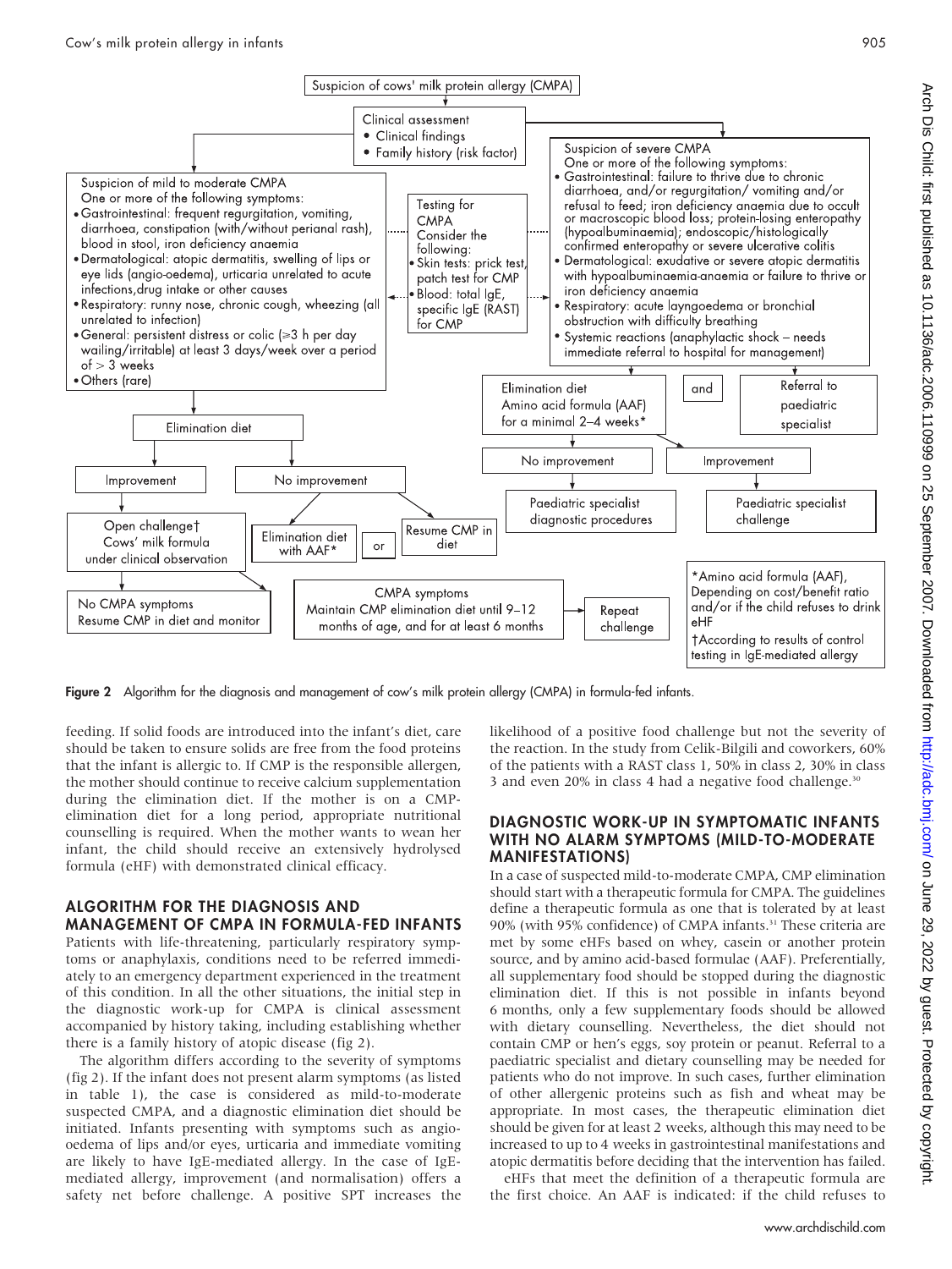Suspicion of cows' milk protein allergy (CMPA)

Clinical assessment
- Clinical findings
- Family history (risk factor)

Suspicion of mild to moderate CMPA
One or more of the following symptoms:
- Gastrointestinal: frequent regurgitation, vomiting, diarrhoea, constipation (with/without perianal rash), blood in stool, iron deficiency anaemia
- Dermatological: atopic dermatitis, swelling of lips or eye lids (angio-oedema), urticaria unrelated to acute infections, drug intake or other causes
- Respiratory: runny nose, chronic cough, wheezing (all unrelated to infection)
- General: persistent distress or colic (≥3 h per day wailing/irritable) at least 3 days/week over a period of > 3 weeks
- Others (rare)

Testing for CMPA
Consider the following:
- Skin tests: prick test, patch test for CMP
- Blood: total IgE, specific IgE (RAST) for CMP

Suspicion of severe CMPA
One or more of the following symptoms:
- Gastrointestinal: failure to thrive due to chronic diarrhoea, and/or regurgitation/ vomiting and/or refusal to feed; iron deficiency anaemia due to occult or macroscopic blood loss; protein-losing enteropathy (hypoalbuminaemia); endoscopic/histologically confirmed enteropathy or severe ulcerative colitis
- Dermatological: exudative or severe atopic dermatitis with hypoalbuminaemia-anaemia or failure to thrive or iron deficiency anaemia
- Respiratory: acute layngoedema or bronchial obstruction with difficulty breathing
- Systemic reactions (anaphylactic shock – needs immediate referral to hospital for management)

Elimination diet → Improvement → Open challenge† Cows' milk formula under clinical observation → No CMPA symptoms: Resume CMP in diet and monitor / CMPA symptoms: Maintain CMP elimination diet until 9–12 months of age, and for at least 6 months → Repeat challenge

Elimination diet → No improvement → Elimination diet with AAF* or Resume CMP in diet

Elimination diet Amino acid formula (AAF) for a minimal 2–4 weeks* and Referral to paediatric specialist → No improvement → Paediatric specialist diagnostic procedures; Improvement → Paediatric specialist challenge

*Amino acid formula (AAF), Depending on cost/benefit ratio and/or if the child refuses to drink eHF
†According to results of control testing in IgE-mediated allergy

**Figure 2** Algorithm for the diagnosis and management of cow's milk protein allergy (CMPA) in formula-fed infants.

feeding. If solid foods are introduced into the infant's diet, care should be taken to ensure solids are free from the food proteins that the infant is allergic to. If CMP is the responsible allergen, the mother should continue to receive calcium supplementation during the elimination diet. If the mother is on a CMP-elimination diet for a long period, appropriate nutritional counselling is required. When the mother wants to wean her infant, the child should receive an extensively hydrolysed formula (eHF) with demonstrated clinical efficacy.

## ALGORITHM FOR THE DIAGNOSIS AND MANAGEMENT OF CMPA IN FORMULA-FED INFANTS

Patients with life-threatening, particularly respiratory symptoms or anaphylaxis, conditions need to be referred immediately to an emergency department experienced in the treatment of this condition. In all the other situations, the initial step in the diagnostic work-up for CMPA is clinical assessment accompanied by history taking, including establishing whether there is a family history of atopic disease (fig 2).

The algorithm differs according to the severity of symptoms (fig 2). If the infant does not present alarm symptoms (as listed in table 1), the case is considered as mild-to-moderate suspected CMPA, and a diagnostic elimination diet should be initiated. Infants presenting with symptoms such as angio-oedema of lips and/or eyes, urticaria and immediate vomiting are likely to have IgE-mediated allergy. In the case of IgE-mediated allergy, improvement (and normalisation) offers a safety net before challenge. A positive SPT increases the likelihood of a positive food challenge but not the severity of the reaction. In the study from Celik-Bilgili and coworkers, 60% of the patients with a RAST class 1, 50% in class 2, 30% in class 3 and even 20% in class 4 had a negative food challenge.[30]

## DIAGNOSTIC WORK-UP IN SYMPTOMATIC INFANTS WITH NO ALARM SYMPTOMS (MILD-TO-MODERATE MANIFESTATIONS)

In a case of suspected mild-to-moderate CMPA, CMP elimination should start with a therapeutic formula for CMPA. The guidelines define a therapeutic formula as one that is tolerated by at least 90% (with 95% confidence) of CMPA infants.[31] These criteria are met by some eHFs based on whey, casein or another protein source, and by amino acid-based formulae (AAF). Preferentially, all supplementary food should be stopped during the diagnostic elimination diet. If this is not possible in infants beyond 6 months, only a few supplementary foods should be allowed with dietary counselling. Nevertheless, the diet should not contain CMP or hen's eggs, soy protein or peanut. Referral to a paediatric specialist and dietary counselling may be needed for patients who do not improve. In such cases, further elimination of other allergenic proteins such as fish and wheat may be appropriate. In most cases, the therapeutic elimination diet should be given for at least 2 weeks, although this may need to be increased to up to 4 weeks in gastrointestinal manifestations and atopic dermatitis before deciding that the intervention has failed.

eHFs that meet the definition of a therapeutic formula are the first choice. An AAF is indicated: if the child refuses to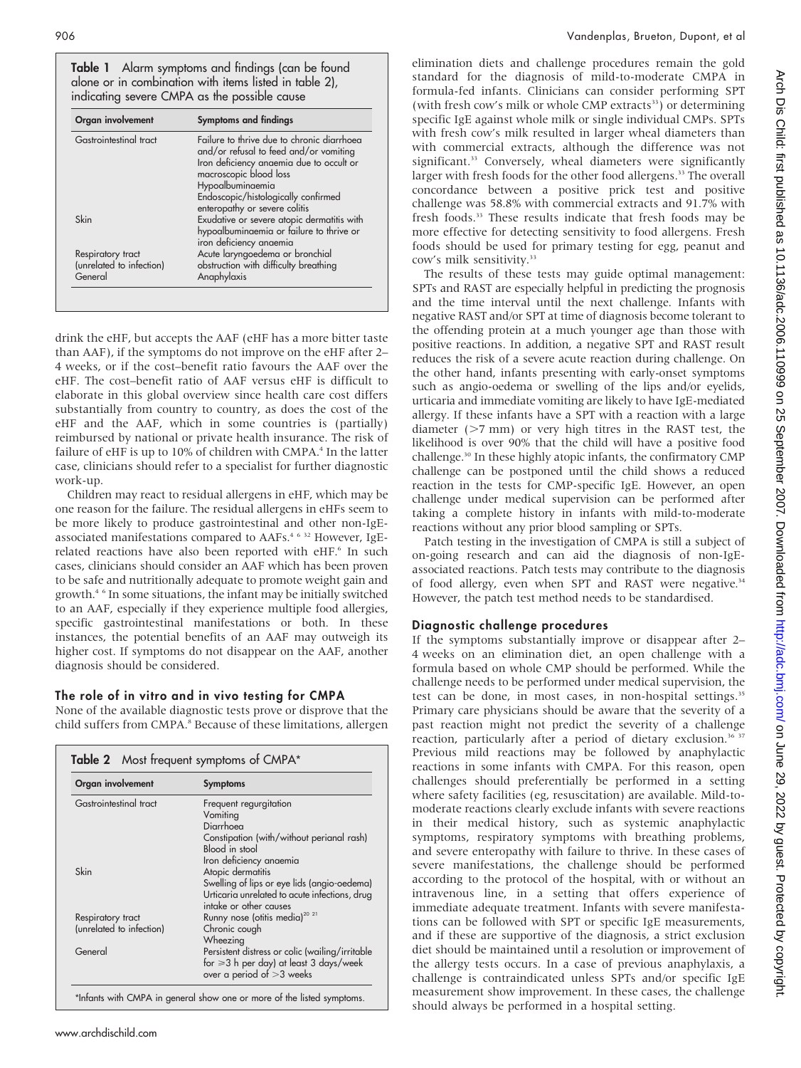**Table 1** Alarm symptoms and findings (can be found alone or in combination with items listed in table 2), indicating severe CMPA as the possible cause

| Organ involvement | Symptoms and findings |
|---|---|
| Gastrointestinal tract | Failure to thrive due to chronic diarrhoea and/or refusal to feed and/or vomiting<br>Iron deficiency anaemia due to occult or macroscopic blood loss<br>Hypoalbuminaemia<br>Endoscopic/histologically confirmed enteropathy or severe colitis |
| Skin | Exudative or severe atopic dermatitis with hypoalbuminaemia or failure to thrive or iron deficiency anaemia |
| Respiratory tract (unrelated to infection) | Acute laryngoedema or bronchial obstruction with difficulty breathing |
| General | Anaphylaxis |

drink the eHF, but accepts the AAF (eHF has a more bitter taste than AAF), if the symptoms do not improve on the eHF after 2–4 weeks, or if the cost–benefit ratio favours the AAF over the eHF. The cost–benefit ratio of AAF versus eHF is difficult to elaborate in this global overview since health care cost differs substantially from country to country, as does the cost of the eHF and the AAF, which in some countries is (partially) reimbursed by national or private health insurance. The risk of failure of eHF is up to 10% of children with CMPA.[4] In the latter case, clinicians should refer to a specialist for further diagnostic work-up.

Children may react to residual allergens in eHF, which may be one reason for the failure. The residual allergens in eHFs seem to be more likely to produce gastrointestinal and other non-IgE-associated manifestations compared to AAFs.[4 6 32] However, IgE-related reactions have also been reported with eHF.[6] In such cases, clinicians should consider an AAF which has been proven to be safe and nutritionally adequate to promote weight gain and growth.[4 6] In some situations, the infant may be initially switched to an AAF, especially if they experience multiple food allergies, specific gastrointestinal manifestations or both. In these instances, the potential benefits of an AAF may outweigh its higher cost. If symptoms do not disappear on the AAF, another diagnosis should be considered.

## The role of in vitro and in vivo testing for CMPA

None of the available diagnostic tests prove or disprove that the child suffers from CMPA.[8] Because of these limitations, allergen elimination diets and challenge procedures remain the gold standard for the diagnosis of mild-to-moderate CMPA in formula-fed infants. Clinicians can consider performing SPT (with fresh cow's milk or whole CMP extracts[33]) or determining specific IgE against whole milk or single individual CMPs. SPTs with fresh cow's milk resulted in larger wheal diameters than with commercial extracts, although the difference was not significant.[33] Conversely, wheal diameters were significantly larger with fresh foods for the other food allergens.[33] The overall concordance between a positive prick test and positive challenge was 58.8% with commercial extracts and 91.7% with fresh foods.[33] These results indicate that fresh foods may be more effective for detecting sensitivity to food allergens. Fresh foods should be used for primary testing for egg, peanut and cow's milk sensitivity.[33]

The results of these tests may guide optimal management: SPTs and RAST are especially helpful in predicting the prognosis and the time interval until the next challenge. Infants with negative RAST and/or SPT at time of diagnosis become tolerant to the offending protein at a much younger age than those with positive reactions. In addition, a negative SPT and RAST result reduces the risk of a severe acute reaction during challenge. On the other hand, infants presenting with early-onset symptoms such as angio-oedema or swelling of the lips and/or eyelids, urticaria and immediate vomiting are likely to have IgE-mediated allergy. If these infants have a SPT with a reaction with a large diameter (>7 mm) or very high titres in the RAST test, the likelihood is over 90% that the child will have a positive food challenge.[30] In these highly atopic infants, the confirmatory CMP challenge can be postponed until the child shows a reduced reaction in the tests for CMP-specific IgE. However, an open challenge under medical supervision can be performed after taking a complete history in infants with mild-to-moderate reactions without any prior blood sampling or SPTs.

Patch testing in the investigation of CMPA is still a subject of on-going research and can aid the diagnosis of non-IgE-associated reactions. Patch tests may contribute to the diagnosis of food allergy, even when SPT and RAST were negative.[34] However, the patch test method needs to be standardised.

## Diagnostic challenge procedures

If the symptoms substantially improve or disappear after 2–4 weeks on an elimination diet, an open challenge with a formula based on whole CMP should be performed. While the challenge needs to be performed under medical supervision, the test can be done, in most cases, in non-hospital settings.[35] Primary care physicians should be aware that the severity of a past reaction might not predict the severity of a challenge reaction, particularly after a period of dietary exclusion.[36 37] Previous mild reactions may be followed by anaphylactic reactions in some infants with CMPA. For this reason, open challenges should preferentially be performed in a setting where safety facilities (eg, resuscitation) are available. Mild-to-moderate reactions clearly exclude infants with severe reactions in their medical history, such as systemic anaphylactic symptoms, respiratory symptoms with breathing problems, and severe enteropathy with failure to thrive. In these cases of severe manifestations, the challenge should be performed according to the protocol of the hospital, with or without an intravenous line, in a setting that offers experience of immediate adequate treatment. Infants with severe manifestations can be followed with SPT or specific IgE measurements, and if these are supportive of the diagnosis, a strict exclusion diet should be maintained until a resolution or improvement of the allergy tests occurs. In a case of previous anaphylaxis, a challenge is contraindicated unless SPTs and/or specific IgE measurement show improvement. In these cases, the challenge should always be performed in a hospital setting.

**Table 2** Most frequent symptoms of CMPA*

| Organ involvement | Symptoms |
|---|---|
| Gastrointestinal tract | Frequent regurgitation<br>Vomiting<br>Diarrhoea<br>Constipation (with/without perianal rash)<br>Blood in stool<br>Iron deficiency anaemia |
| Skin | Atopic dermatitis<br>Swelling of lips or eye lids (angio-oedema)<br>Urticaria unrelated to acute infections, drug intake or other causes |
| Respiratory tract (unrelated to infection) | Runny nose (otitis media)[20 21]<br>Chronic cough<br>Wheezing |
| General | Persistent distress or colic (wailing/irritable for ≥3 h per day) at least 3 days/week over a period of >3 weeks |

*Infants with CMPA in general show one or more of the listed symptoms.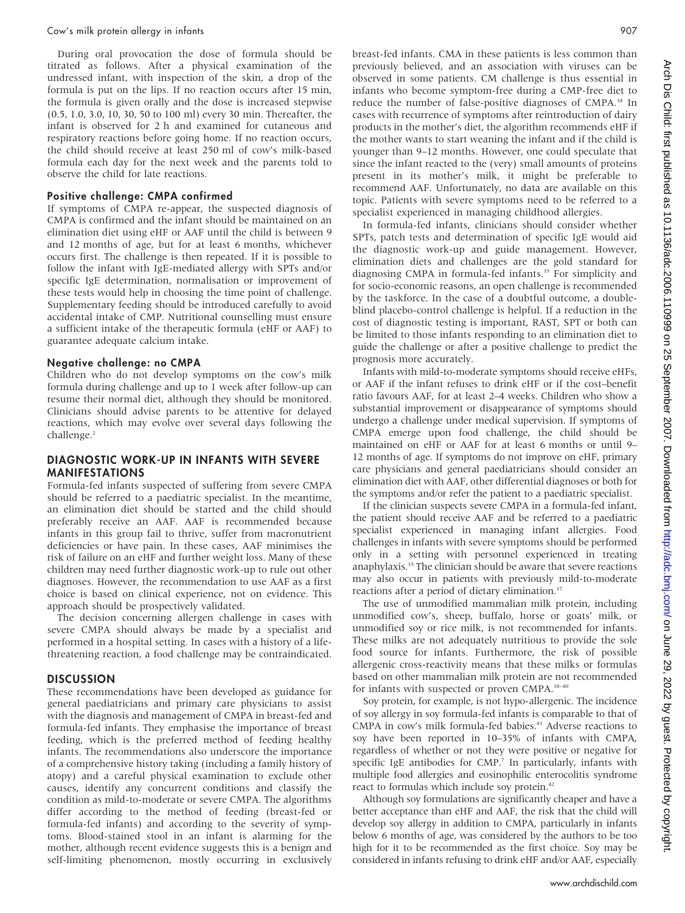During oral provocation the dose of formula should be titrated as follows. After a physical examination of the undressed infant, with inspection of the skin, a drop of the formula is put on the lips. If no reaction occurs after 15 min, the formula is given orally and the dose is increased stepwise (0.5, 1.0, 3.0, 10, 30, 50 to 100 ml) every 30 min. Thereafter, the infant is observed for 2 h and examined for cutaneous and respiratory reactions before going home. If no reaction occurs, the child should receive at least 250 ml of cow's milk-based formula each day for the next week and the parents told to observe the child for late reactions.

### Positive challenge: CMPA confirmed

If symptoms of CMPA re-appear, the suspected diagnosis of CMPA is confirmed and the infant should be maintained on an elimination diet using eHF or AAF until the child is between 9 and 12 months of age, but for at least 6 months, whichever occurs first. The challenge is then repeated. If it is possible to follow the infant with IgE-mediated allergy with SPTs and/or specific IgE determination, normalisation or improvement of these tests would help in choosing the time point of challenge. Supplementary feeding should be introduced carefully to avoid accidental intake of CMP. Nutritional counselling must ensure a sufficient intake of the therapeutic formula (eHF or AAF) to guarantee adequate calcium intake.

### Negative challenge: no CMPA

Children who do not develop symptoms on the cow's milk formula during challenge and up to 1 week after follow-up can resume their normal diet, although they should be monitored. Clinicians should advise parents to be attentive for delayed reactions, which may evolve over several days following the challenge.[2]

## DIAGNOSTIC WORK-UP IN INFANTS WITH SEVERE MANIFESTATIONS

Formula-fed infants suspected of suffering from severe CMPA should be referred to a paediatric specialist. In the meantime, an elimination diet should be started and the child should preferably receive an AAF. AAF is recommended because infants in this group fail to thrive, suffer from macronutrient deficiencies or have pain. In these cases, AAF minimises the risk of failure on an eHF and further weight loss. Many of these children may need further diagnostic work-up to rule out other diagnoses. However, the recommendation to use AAF as a first choice is based on clinical experience, not on evidence. This approach should be prospectively validated.

The decision concerning allergen challenge in cases with severe CMPA should always be made by a specialist and performed in a hospital setting. In cases with a history of a life-threatening reaction, a food challenge may be contraindicated.

## DISCUSSION

These recommendations have been developed as guidance for general paediatricians and primary care physicians to assist with the diagnosis and management of CMPA in breast-fed and formula-fed infants. They emphasise the importance of breast feeding, which is the preferred method of feeding healthy infants. The recommendations also underscore the importance of a comprehensive history taking (including a family history of atopy) and a careful physical examination to exclude other causes, identify any concurrent conditions and classify the condition as mild-to-moderate or severe CMPA. The algorithms differ according to the method of feeding (breast-fed or formula-fed infants) and according to the severity of symptoms. Blood-stained stool in an infant is alarming for the mother, although recent evidence suggests this is a benign and self-limiting phenomenon, mostly occurring in exclusively breast-fed infants. CMA in these patients is less common than previously believed, and an association with viruses can be observed in some patients. CM challenge is thus essential in infants who become symptom-free during a CMP-free diet to reduce the number of false-positive diagnoses of CMPA.[38] In cases with recurrence of symptoms after reintroduction of dairy products in the mother's diet, the algorithm recommends eHF if the mother wants to start weaning the infant and if the child is younger than 9–12 months. However, one could speculate that since the infant reacted to the (very) small amounts of proteins present in its mother's milk, it might be preferable to recommend AAF. Unfortunately, no data are available on this topic. Patients with severe symptoms need to be referred to a specialist experienced in managing childhood allergies.

In formula-fed infants, clinicians should consider whether SPTs, patch tests and determination of specific IgE would aid the diagnostic work-up and guide management. However, elimination diets and challenges are the gold standard for diagnosing CMPA in formula-fed infants.[35] For simplicity and for socio-economic reasons, an open challenge is recommended by the taskforce. In the case of a doubtful outcome, a double-blind placebo-control challenge is helpful. If a reduction in the cost of diagnostic testing is important, RAST, SPT or both can be limited to those infants responding to an elimination diet to guide the challenge or after a positive challenge to predict the prognosis more accurately.

Infants with mild-to-moderate symptoms should receive eHFs, or AAF if the infant refuses to drink eHF or if the cost–benefit ratio favours AAF, for at least 2–4 weeks. Children who show a substantial improvement or disappearance of symptoms should undergo a challenge under medical supervision. If symptoms of CMPA emerge upon food challenge, the child should be maintained on eHF or AAF for at least 6 months or until 9–12 months of age. If symptoms do not improve on eHF, primary care physicians and general paediatricians should consider an elimination diet with AAF, other differential diagnoses or both for the symptoms and/or refer the patient to a paediatric specialist.

If the clinician suspects severe CMPA in a formula-fed infant, the patient should receive AAF and be referred to a paediatric specialist experienced in managing infant allergies. Food challenges in infants with severe symptoms should be performed only in a setting with personnel experienced in treating anaphylaxis.[35] The clinician should be aware that severe reactions may also occur in patients with previously mild-to-moderate reactions after a period of dietary elimination.[37]

The use of unmodified mammalian milk protein, including unmodified cow's, sheep, buffalo, horse or goats' milk, or unmodified soy or rice milk, is not recommended for infants. These milks are not adequately nutritious to provide the sole food source for infants. Furthermore, the risk of possible allergenic cross-reactivity means that these milks or formulas based on other mammalian milk protein are not recommended for infants with suspected or proven CMPA.[38–40]

Soy protein, for example, is not hypo-allergenic. The incidence of soy allergy in soy formula-fed infants is comparable to that of CMPA in cow's milk formula-fed babies.[41] Adverse reactions to soy have been reported in 10–35% of infants with CMPA, regardless of whether or not they were positive or negative for specific IgE antibodies for CMP.[7] In particularly, infants with multiple food allergies and eosinophilic enterocolitis syndrome react to formulas which include soy protein.[42]

Although soy formulations are significantly cheaper and have a better acceptance than eHF and AAF, the risk that the child will develop soy allergy in addition to CMPA, particularly in infants below 6 months of age, was considered by the authors to be too high for it to be recommended as the first choice. Soy may be considered in infants refusing to drink eHF and/or AAF, especially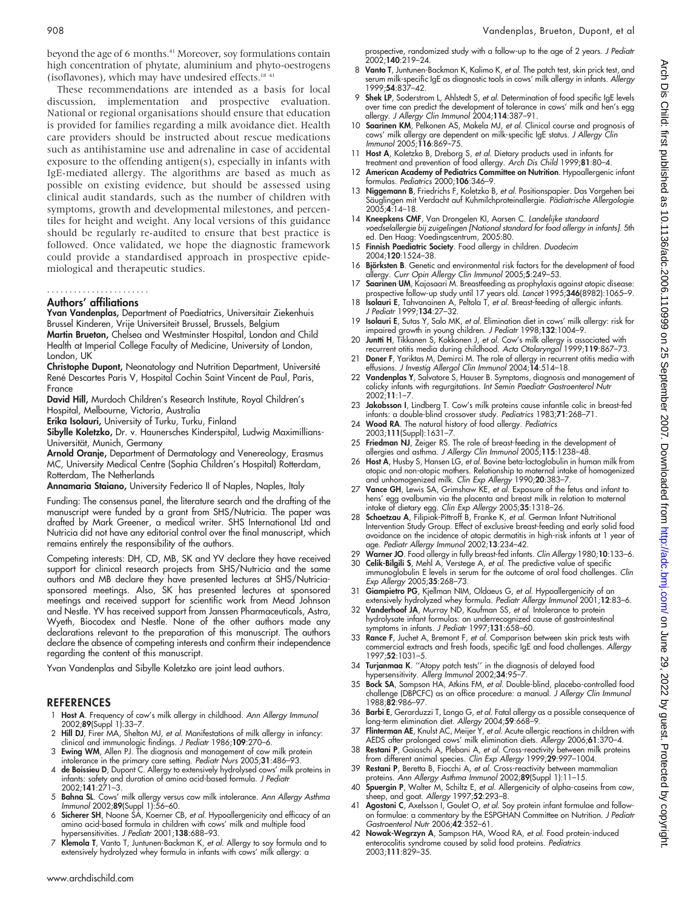beyond the age of 6 months.[41] Moreover, soy formulations contain high concentration of phytate, aluminium and phyto-oestrogens (isoflavones), which may have undesired effects.[18 41]

These recommendations are intended as a basis for local discussion, implementation and prospective evaluation. National or regional organisations should ensure that education is provided for families regarding a milk avoidance diet. Health care providers should be instructed about rescue medications such as antihistamine use and adrenaline in case of accidental exposure to the offending antigen(s), especially in infants with IgE-mediated allergy. The algorithms are based as much as possible on existing evidence, but should be assessed using clinical audit standards, such as the number of children with symptoms, growth and developmental milestones, and percentiles for height and weight. Any local versions of this guidance should be regularly re-audited to ensure that best practice is followed. Once validated, we hope the diagnostic framework could provide a standardised approach in prospective epidemiological and therapeutic studies.

## Authors' affiliations

**Yvan Vandenplas,** Department of Paediatrics, Universitair Ziekenhuis Brussel Kinderen, Vrije Universiteit Brussel, Brussels, Belgium

**Martin Brueton,** Chelsea and Westminster Hospital, London and Child Health at Imperial College Faculty of Medicine, University of London, London, UK

**Christophe Dupont,** Neonatology and Nutrition Department, Université René Descartes Paris V, Hospital Cochin Saint Vincent de Paul, Paris, France

**David Hill,** Murdoch Children's Research Institute, Royal Children's Hospital, Melbourne, Victoria, Australia

**Erika Isolauri,** University of Turku, Turku, Finland

**Sibylle Koletzko,** Dr. v. Haunersches Kinderspital, Ludwig Maximillians-Universität, Munich, Germany

**Arnold Oranje,** Department of Dermatology and Venereology, Erasmus MC, University Medical Centre (Sophia Children's Hospital) Rotterdam, Rotterdam, The Netherlands

**Annamaria Staiano,** University Federico II of Naples, Naples, Italy

Funding: The consensus panel, the literature search and the drafting of the manuscript were funded by a grant from SHS/Nutricia. The paper was drafted by Mark Greener, a medical writer. SHS International Ltd and Nutricia did not have any editorial control over the final manuscript, which remains entirely the responsibility of the authors.

Competing interests: DH, CD, MB, SK and YV declare they have received support for clinical research projects from SHS/Nutricia and the same authors and MB declare they have presented lectures at SHS/Nutricia-sponsored meetings. Also, SK has presented lectures at sponsored meetings and received support for scientific work from Mead Johnson and Nestle. YV has received support from Janssen Pharmaceuticals, Astra, Wyeth, Biocodex and Nestle. None of the other authors made any declarations relevant to the preparation of this manuscript. The authors declare the absence of competing interests and confirm their independence regarding the content of this manuscript.

Yvan Vandenplas and Sibylle Koletzko are joint lead authors.

## REFERENCES

1. **Host A**. Frequency of cow's milk allergy in childhood. *Ann Allergy Immunol* 2002;**89**(Suppl 1):33–7.
2. **Hill DJ**, Firer MA, Shelton MJ, *et al*. Manifestations of milk allergy in infancy: clinical and immunologic findings. *J Pediatr* 1986;**109**:270–6.
3. **Ewing WM**, Allen PJ. The diagnosis and management of cow milk protein intolerance in the primary care setting. *Pediatr Nurs* 2005;**31**:486–93.
4. **de Boissieu D**, Dupont C. Allergy to extensively hydrolysed cows' milk proteins in infants: safety and duration of amino acid-based formula. *J Pediatr* 2002;**141**:271–3.
5. **Bahna SL**. Cows' milk allergy versus cow milk intolerance. *Ann Allergy Asthma Immunol* 2002;**89**(Suppl 1):56–60.
6. **Sicherer SH**, Noone SA, Koerner CB, *et al*. Hypoallergenicity and efficacy of an amino acid-based formula in children with cows' milk and multiple food hypersensitivities. *J Pediatr* 2001;**138**:688–93.
7. **Klemola T**, Vanto T, Juntunen-Backman K, *et al*. Allergy to soy formula and to extensively hydrolyzed whey formula in infants with cows' milk allergy: a prospective, randomized study with a follow-up to the age of 2 years. *J Pediatr* 2002;**140**:219–24.
8. **Vanto T**, Juntunen-Backman K, Kalimo K, *et al*. The patch test, skin prick test, and serum milk-specific IgE as diagnostic tools in cows' milk allergy in infants. *Allergy* 1999;**54**:837–42.
9. **Shek LP**, Soderstrom L, Ahlstedt S, *et al*. Determination of food specific IgE levels over time can predict the development of tolerance in cows' milk and hen's egg allergy. *J Allergy Clin Immunol* 2004;**114**:387–91.
10. **Saarinen KM**, Pelkonen AS, Makela MJ, *et al*. Clinical course and prognosis of cows' milk allergy are dependent on milk-specific IgE status. *J Allergy Clin Immunol* 2005;**116**:869–75.
11. **Host A**, Koletzko B, Dreborg S, *et al*. Dietary products used in infants for treatment and prevention of food allergy. *Arch Dis Child* 1999;**81**:80–4.
12. **American Academy of Pediatrics Committee on Nutrition**. Hypoallergenic infant formulas. *Pediatrics* 2000;**106**:346–9.
13. **Niggemann B**, Friedrichs F, Koletzko B, *et al*. Positionspapier. Das Vorgehen bei Säuglingen mit Verdacht auf Kuhmilchproteinallergie. *Pädiatrische Allergologie* 2005;**4**:14–18.
14. **Kneepkens CMF**, Van Drongelen KI, Aarsen C. *Landelijke standaard voedselallergie bij zuigelingen [National standard for food allergy in infants]*. 5th ed. Den Haag: Voedingscentrum, 2005:80.
15. **Finnish Paediatric Society**. Food allergy in children. *Duodecim* 2004;**120**:1524–38.
16. **Björksten B**. Genetic and environmental risk factors for the development of food allergy. *Curr Opin Allergy Clin Immunol* 2005;**5**:249–53.
17. **Saarinen UM**, Kajosaari M. Breastfeeding as prophylaxis against atopic disease: prospective follow-up study until 17 years old. *Lancet* 1995;**346**(8982):1065–9.
18. **Isolauri E**, Tahvanainen A, Peltola T, *et al*. Breast-feeding of allergic infants. *J Pediatr* 1999;**134**:27–32.
19. **Isolauri E**, Sutas Y, Salo MK, *et al*. Elimination diet in cows' milk allergy: risk for impaired growth in young children. *J Pediatr* 1998;**132**:1004–9.
20. **Juntti H**, Tikkanen S, Kokkonen J, *et al*. Cow's milk allergy is associated with recurrent otitis media during childhood. *Acta Otolaryngol* 1999;**119**:867–73.
21. **Doner F**, Yariktas M, Demirci M. The role of allergy in recurrent otitis media with effusions. *J Investig Allergol Clin Immunol* 2004;**14**:514–18.
22. **Vandenplas Y**, Salvatore S, Hauser B. Symptoms, diagnosis and management of colicky infants with regurgitations. *Int Semin Paediatr Gastroenterol Nutr* 2002;**11**:1–7.
23. **Jakobsson I**, Lindberg T. Cow's milk proteins cause infantile colic in breast-fed infants: a double-blind crossover study. *Pediatrics* 1983;**71**:268–71.
24. **Wood RA**. The natural history of food allergy. *Pediatrics* 2003;**111**(Suppl):1631–7.
25. **Friedman NJ**, Zeiger RS. The role of breast-feeding in the development of allergies and asthma. *J Allergy Clin Immunol* 2005;**115**:1238–48.
26. **Host A**, Husby S, Hansen LG, *et al*. Bovine beta-lactoglobulin in human milk from atopic and non-atopic mothers. Relationship to maternal intake of homogenized and unhomogenized milk. *Clin Exp Allergy* 1990;**20**:383–7.
27. **Vance GH**, Lewis SA, Grimshaw KE, *et al*. Exposure of the fetus and infant to hens' egg ovalbumin via the placenta and breast milk in relation to maternal intake of dietary egg. *Clin Exp Allergy* 2005;**35**:1318–26.
28. **Schoetzau A**, Filipiak-Pittroff B, Franke K, *et al*. German Infant Nutritional Intervention Study Group. Effect of exclusive breast-feeding and early solid food avoidance on the incidence of atopic dermatitis in high-risk infants at 1 year of age. *Pediatr Allergy Immunol* 2002;**13**:234–42.
29. **Warner JO**. Food allergy in fully breast-fed infants. *Clin Allergy* 1980;**10**:133–6.
30. **Celik-Bilgili S**, Mehl A, Verstege A, *et al*. The predictive value of specific immunoglobulin E levels in serum for the outcome of oral food challenges. *Clin Exp Allergy* 2005;**35**:268–73.
31. **Giampietro PG**, Kjellman NIM, Oldaeus G, *et al*. Hypoallergenicity of an extensively hydrolyzed whey formula. *Pediatr Allergy Immunol* 2001;**12**:83–6.
32. **Vanderhoof JA**, Murray ND, Kaufman SS, *et al*. Intolerance to protein hydrolysate infant formulas: an underrecognized cause of gastrointestinal symptoms in infants. *J Pediatr* 1997;**131**:658–60.
33. **Rance F**, Juchet A, Bremont F, *et al*. Comparison between skin prick tests with commercial extracts and fresh foods, specific IgE and food challenges. *Allergy* 1997;**52**:1031–5.
34. **Turjanmaa K**. "Atopy patch tests" in the diagnosis of delayed food hypersensitivity. *Allerg Immunol* 2002;**34**:95–7.
35. **Bock SA**, Sampson HA, Atkins FM, *et al*. Double-blind, placebo-controlled food challenge (DBPCFC) as an office procedure: a manual. *J Allergy Clin Immunol* 1988;**82**:986–97.
36. **Barbi E**, Gerarduzzi T, Longo G, *et al*. Fatal allergy as a possible consequence of long-term elimination diet. *Allergy* 2004;**59**:668–9.
37. **Flinterman AE**, Knulst AC, Meijer Y, *et al*. Acute allergic reactions in children with AEDS after prolonged cows' milk elimination diets. *Allergy* 2006;**61**:370–4.
38. **Restani P**, Gaiaschi A, Plebani A, *et al*. Cross-reactivity between milk proteins from different animal species. *Clin Exp Allergy* 1999;**29**:997–1004.
39. **Restani P**, Beretta B, Fiocchi A, *et al*. Cross-reactivity between mammalian proteins. *Ann Allergy Asthma Immunol* 2002;**89**(Suppl 1):11–15.
40. **Spuergin P**, Walter M, Schiltz E, *et al*. Allergenicity of alpha-caseins from cow, sheep, and goat. *Allergy* 1997;**52**:293–8.
41. **Agostoni C**, Axelsson I, Goulet O, *et al*. Soy protein infant formulae and follow-on formulae: a commentary by the ESPGHAN Committee on Nutrition. *J Pediatr Gastroenterol Nutr* 2006;**42**:352–61.
42. **Nowak-Wegrzyn A**, Sampson HA, Wood RA, *et al*. Food protein-induced enterocolitis syndrome caused by solid food proteins. *Pediatrics* 2003;**111**:829–35.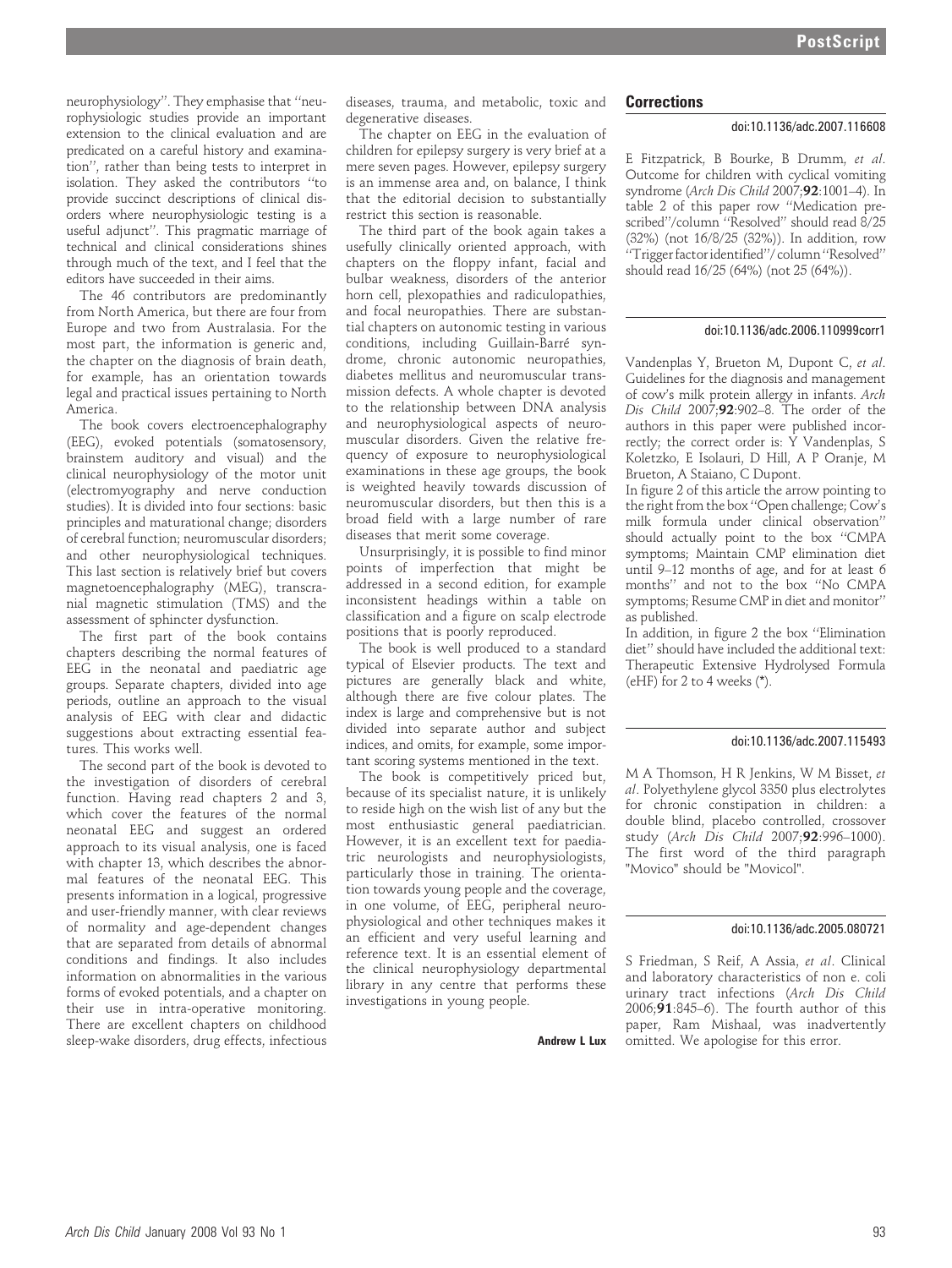neurophysiology". They emphasise that "neurophysiologic studies provide an important extension to the clinical evaluation and are predicated on a careful history and examination", rather than being tests to interpret in isolation. They asked the contributors "to provide succinct descriptions of clinical disorders where neurophysiologic testing is a useful adjunct". This pragmatic marriage of technical and clinical considerations shines through much of the text, and I feel that the editors have succeeded in their aims.

The 46 contributors are predominantly from North America, but there are four from Europe and two from Australasia. For the most part, the information is generic and, the chapter on the diagnosis of brain death, for example, has an orientation towards legal and practical issues pertaining to North America.

The book covers electroencephalography (EEG), evoked potentials (somatosensory, brainstem auditory and visual) and the clinical neurophysiology of the motor unit (electromyography and nerve conduction studies). It is divided into four sections: basic principles and maturational change; disorders of cerebral function; neuromuscular disorders; and other neurophysiological techniques. This last section is relatively brief but covers magnetoencephalography (MEG), transcranial magnetic stimulation (TMS) and the assessment of sphincter dysfunction.

The first part of the book contains chapters describing the normal features of EEG in the neonatal and paediatric age groups. Separate chapters, divided into age periods, outline an approach to the visual analysis of EEG with clear and didactic suggestions about extracting essential features. This works well.

The second part of the book is devoted to the investigation of disorders of cerebral function. Having read chapters 2 and 3, which cover the features of the normal neonatal EEG and suggest an ordered approach to its visual analysis, one is faced with chapter 13, which describes the abnormal features of the neonatal EEG. This presents information in a logical, progressive and user-friendly manner, with clear reviews of normality and age-dependent changes that are separated from details of abnormal conditions and findings. It also includes information on abnormalities in the various forms of evoked potentials, and a chapter on their use in intra-operative monitoring. There are excellent chapters on childhood sleep-wake disorders, drug effects, infectious diseases, trauma, and metabolic, toxic and degenerative diseases.

The chapter on EEG in the evaluation of children for epilepsy surgery is very brief at a mere seven pages. However, epilepsy surgery is an immense area and, on balance, I think that the editorial decision to substantially restrict this section is reasonable.

The third part of the book again takes a usefully clinically oriented approach, with chapters on the floppy infant, facial and bulbar weakness, disorders of the anterior horn cell, plexopathies and radiculopathies, and focal neuropathies. There are substantial chapters on autonomic testing in various conditions, including Guillain-Barré syndrome, chronic autonomic neuropathies, diabetes mellitus and neuromuscular transmission defects. A whole chapter is devoted to the relationship between DNA analysis and neurophysiological aspects of neuromuscular disorders. Given the relative frequency of exposure to neurophysiological examinations in these age groups, the book is weighted heavily towards discussion of neuromuscular disorders, but then this is a broad field with a large number of rare diseases that merit some coverage.

Unsurprisingly, it is possible to find minor points of imperfection that might be addressed in a second edition, for example inconsistent headings within a table on classification and a figure on scalp electrode positions that is poorly reproduced.

The book is well produced to a standard typical of Elsevier products. The text and pictures are generally black and white, although there are five colour plates. The index is large and comprehensive but is not divided into separate author and subject indices, and omits, for example, some important scoring systems mentioned in the text.

The book is competitively priced but, because of its specialist nature, it is unlikely to reside high on the wish list of any but the most enthusiastic general paediatrician. However, it is an excellent text for paediatric neurologists and neurophysiologists, particularly those in training. The orientation towards young people and the coverage, in one volume, of EEG, peripheral neurophysiological and other techniques makes it an efficient and very useful learning and reference text. It is an essential element of the clinical neurophysiology departmental library in any centre that performs these investigations in young people.

**Andrew L Lux**

## Corrections

doi:10.1136/adc.2007.116608

E Fitzpatrick, B Bourke, B Drumm, *et al*. Outcome for children with cyclical vomiting syndrome (*Arch Dis Child* 2007;**92**:1001–4). In table 2 of this paper row "Medication prescribed"/column "Resolved" should read 8/25 (32%) (not 16/8/25 (32%)). In addition, row "Trigger factor identified"/column "Resolved" should read 16/25 (64%) (not 25 (64%)).

doi:10.1136/adc.2006.110999corr1

Vandenplas Y, Brueton M, Dupont C, *et al*. Guidelines for the diagnosis and management of cow's milk protein allergy in infants. *Arch Dis Child* 2007;**92**:902–8. The order of the authors in this paper were published incorrectly; the correct order is: Y Vandenplas, S Koletzko, E Isolauri, D Hill, A P Oranje, M Brueton, A Staiano, C Dupont.

In figure 2 of this article the arrow pointing to the right from the box "Open challenge; Cow's milk formula under clinical observation" should actually point to the box "CMPA symptoms; Maintain CMP elimination diet until 9–12 months of age, and for at least 6 months" and not to the box "No CMPA symptoms; Resume CMP in diet and monitor" as published.

In addition, in figure 2 the box "Elimination diet" should have included the additional text: Therapeutic Extensive Hydrolysed Formula (eHF) for 2 to 4 weeks (*).

doi:10.1136/adc.2007.115493

M A Thomson, H R Jenkins, W M Bisset, *et al*. Polyethylene glycol 3350 plus electrolytes for chronic constipation in children: a double blind, placebo controlled, crossover study (*Arch Dis Child* 2007;**92**:996–1000). The first word of the third paragraph "Movico" should be "Movicol".

doi:10.1136/adc.2005.080721

S Friedman, S Reif, A Assia, *et al*. Clinical and laboratory characteristics of non e. coli urinary tract infections (*Arch Dis Child* 2006;**91**:845–6). The fourth author of this paper, Ram Mishaal, was inadvertently omitted. We apologise for this error.